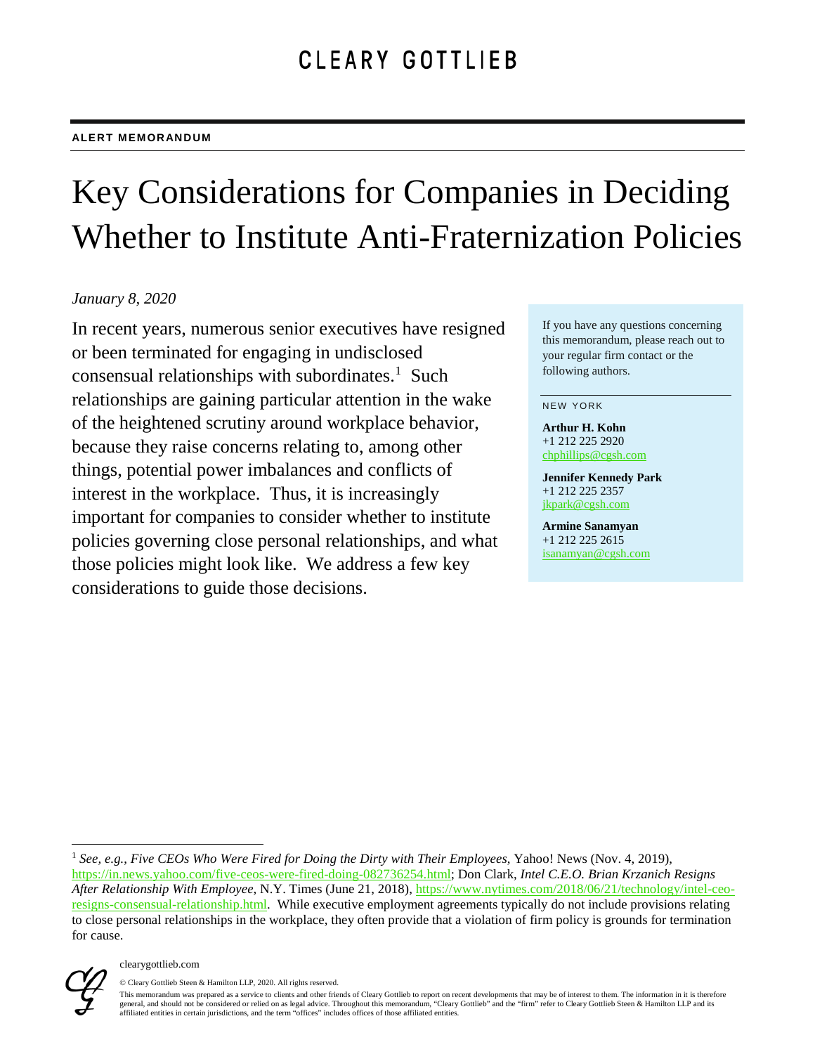# CLEARY GOTTLIEB

**ALERT MEMORANDUM**

# Key Considerations for Companies in Deciding Whether to Institute Anti-Fraternization Policies

*January 8, 2020*

In recent years, numerous senior executives have resigned or been terminated for engaging in undisclosed consensual relationships with subordinates.[1] Such relationships are gaining particular attention in the wake of the heightened scrutiny around workplace behavior, because they raise concerns relating to, among other things, potential power imbalances and conflicts of interest in the workplace. Thus, it is increasingly important for companies to consider whether to institute policies governing close personal relationships, and what those policies might look like. We address a few key considerations to guide those decisions.

If you have any questions concerning this memorandum, please reach out to your regular firm contact or the following authors.

NEW YORK

**Arthur H. Kohn**
+1 212 225 2920
chphillips@cgsh.com

**Jennifer Kennedy Park**
+1 212 225 2357
jkpark@cgsh.com

**Armine Sanamyan**
+1 212 225 2615
isanamyan@cgsh.com

---

[1] *See, e.g.*, *Five CEOs Who Were Fired for Doing the Dirty with Their Employees*, Yahoo! News (Nov. 4, 2019), https://in.news.yahoo.com/five-ceos-were-fired-doing-082736254.html; Don Clark, *Intel C.E.O. Brian Krzanich Resigns After Relationship With Employee*, N.Y. Times (June 21, 2018), https://www.nytimes.com/2018/06/21/technology/intel-ceo-resigns-consensual-relationship.html. While executive employment agreements typically do not include provisions relating to close personal relationships in the workplace, they often provide that a violation of firm policy is grounds for termination for cause.

clearygottlieb.com

© Cleary Gottlieb Steen & Hamilton LLP, 2020. All rights reserved.

This memorandum was prepared as a service to clients and other friends of Cleary Gottlieb to report on recent developments that may be of interest to them. The information in it is therefore general, and should not be considered or relied on as legal advice. Throughout this memorandum, "Cleary Gottlieb" and the "firm" refer to Cleary Gottlieb Steen & Hamilton LLP and its affiliated entities in certain jurisdictions, and the term "offices" includes offices of those affiliated entities.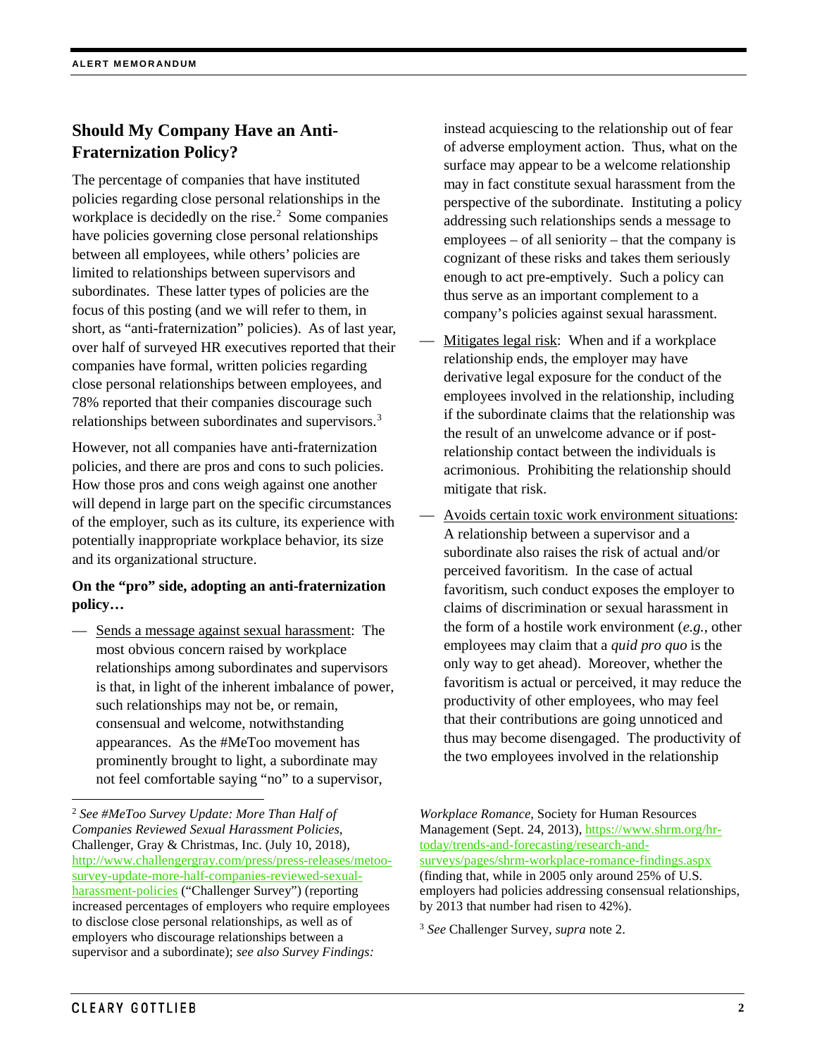## Should My Company Have an Anti-Fraternization Policy?

The percentage of companies that have instituted policies regarding close personal relationships in the workplace is decidedly on the rise.[2] Some companies have policies governing close personal relationships between all employees, while others' policies are limited to relationships between supervisors and subordinates. These latter types of policies are the focus of this posting (and we will refer to them, in short, as "anti-fraternization" policies). As of last year, over half of surveyed HR executives reported that their companies have formal, written policies regarding close personal relationships between employees, and 78% reported that their companies discourage such relationships between subordinates and supervisors.[3]

However, not all companies have anti-fraternization policies, and there are pros and cons to such policies. How those pros and cons weigh against one another will depend in large part on the specific circumstances of the employer, such as its culture, its experience with potentially inappropriate workplace behavior, its size and its organizational structure.

**On the "pro" side, adopting an anti-fraternization policy…**

— <u>Sends a message against sexual harassment</u>: The most obvious concern raised by workplace relationships among subordinates and supervisors is that, in light of the inherent imbalance of power, such relationships may not be, or remain, consensual and welcome, notwithstanding appearances. As the #MeToo movement has prominently brought to light, a subordinate may not feel comfortable saying "no" to a supervisor, instead acquiescing to the relationship out of fear of adverse employment action. Thus, what on the surface may appear to be a welcome relationship may in fact constitute sexual harassment from the perspective of the subordinate. Instituting a policy addressing such relationships sends a message to employees – of all seniority – that the company is cognizant of these risks and takes them seriously enough to act pre-emptively. Such a policy can thus serve as an important complement to a company's policies against sexual harassment.

— <u>Mitigates legal risk</u>: When and if a workplace relationship ends, the employer may have derivative legal exposure for the conduct of the employees involved in the relationship, including if the subordinate claims that the relationship was the result of an unwelcome advance or if post-relationship contact between the individuals is acrimonious. Prohibiting the relationship should mitigate that risk.

— <u>Avoids certain toxic work environment situations</u>: A relationship between a supervisor and a subordinate also raises the risk of actual and/or perceived favoritism. In the case of actual favoritism, such conduct exposes the employer to claims of discrimination or sexual harassment in the form of a hostile work environment (*e.g.*, other employees may claim that a *quid pro quo* is the only way to get ahead). Moreover, whether the favoritism is actual or perceived, it may reduce the productivity of other employees, who may feel that their contributions are going unnoticed and thus may become disengaged. The productivity of the two employees involved in the relationship

---

[2] *See #MeToo Survey Update: More Than Half of Companies Reviewed Sexual Harassment Policies*, Challenger, Gray & Christmas, Inc. (July 10, 2018), http://www.challengergray.com/press/press-releases/metoo-survey-update-more-half-companies-reviewed-sexual-harassment-policies ("Challenger Survey") (reporting increased percentages of employers who require employees to disclose close personal relationships, as well as of employers who discourage relationships between a supervisor and a subordinate); *see also Survey Findings: Workplace Romance*, Society for Human Resources Management (Sept. 24, 2013), https://www.shrm.org/hr-today/trends-and-forecasting/research-and-surveys/pages/shrm-workplace-romance-findings.aspx (finding that, while in 2005 only around 25% of U.S. employers had policies addressing consensual relationships, by 2013 that number had risen to 42%).

[3] *See* Challenger Survey, *supra* note 2.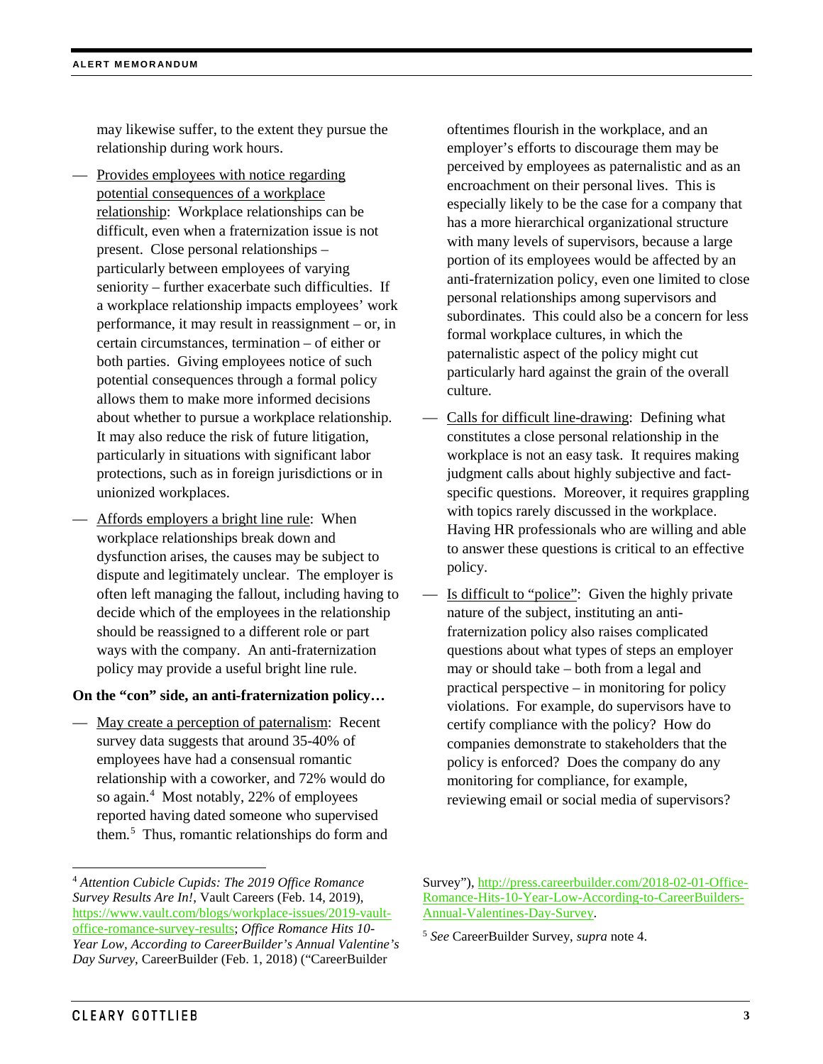may likewise suffer, to the extent they pursue the relationship during work hours.

— Provides employees with notice regarding potential consequences of a workplace relationship: Workplace relationships can be difficult, even when a fraternization issue is not present. Close personal relationships – particularly between employees of varying seniority – further exacerbate such difficulties. If a workplace relationship impacts employees' work performance, it may result in reassignment – or, in certain circumstances, termination – of either or both parties. Giving employees notice of such potential consequences through a formal policy allows them to make more informed decisions about whether to pursue a workplace relationship. It may also reduce the risk of future litigation, particularly in situations with significant labor protections, such as in foreign jurisdictions or in unionized workplaces.

— Affords employers a bright line rule: When workplace relationships break down and dysfunction arises, the causes may be subject to dispute and legitimately unclear. The employer is often left managing the fallout, including having to decide which of the employees in the relationship should be reassigned to a different role or part ways with the company. An anti-fraternization policy may provide a useful bright line rule.

**On the "con" side, an anti-fraternization policy…**

— May create a perception of paternalism: Recent survey data suggests that around 35-40% of employees have had a consensual romantic relationship with a coworker, and 72% would do so again.[4] Most notably, 22% of employees reported having dated someone who supervised them.[5] Thus, romantic relationships do form and oftentimes flourish in the workplace, and an employer's efforts to discourage them may be perceived by employees as paternalistic and as an encroachment on their personal lives. This is especially likely to be the case for a company that has a more hierarchical organizational structure with many levels of supervisors, because a large portion of its employees would be affected by an anti-fraternization policy, even one limited to close personal relationships among supervisors and subordinates. This could also be a concern for less formal workplace cultures, in which the paternalistic aspect of the policy might cut particularly hard against the grain of the overall culture.

— Calls for difficult line-drawing: Defining what constitutes a close personal relationship in the workplace is not an easy task. It requires making judgment calls about highly subjective and fact-specific questions. Moreover, it requires grappling with topics rarely discussed in the workplace. Having HR professionals who are willing and able to answer these questions is critical to an effective policy.

— Is difficult to "police": Given the highly private nature of the subject, instituting an anti-fraternization policy also raises complicated questions about what types of steps an employer may or should take – both from a legal and practical perspective – in monitoring for policy violations. For example, do supervisors have to certify compliance with the policy? How do companies demonstrate to stakeholders that the policy is enforced? Does the company do any monitoring for compliance, for example, reviewing email or social media of supervisors?

---

[4] *Attention Cubicle Cupids: The 2019 Office Romance Survey Results Are In!*, Vault Careers (Feb. 14, 2019), https://www.vault.com/blogs/workplace-issues/2019-vault-office-romance-survey-results; *Office Romance Hits 10-Year Low, According to CareerBuilder's Annual Valentine's Day Survey*, CareerBuilder (Feb. 1, 2018) ("CareerBuilder Survey"), http://press.careerbuilder.com/2018-02-01-Office-Romance-Hits-10-Year-Low-According-to-CareerBuilders-Annual-Valentines-Day-Survey.

[5] *See* CareerBuilder Survey, *supra* note 4.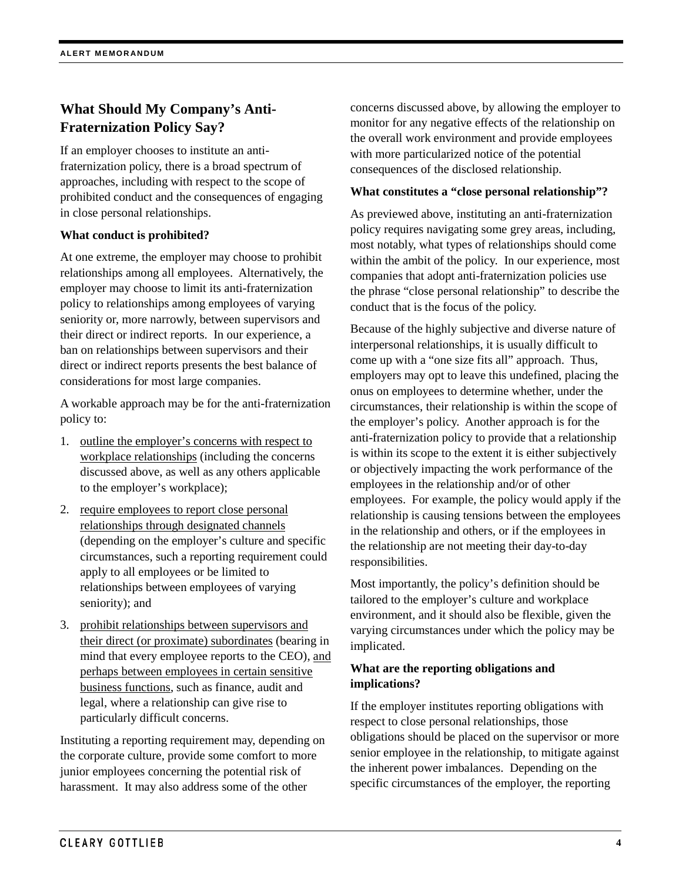## What Should My Company's Anti-Fraternization Policy Say?

If an employer chooses to institute an anti-fraternization policy, there is a broad spectrum of approaches, including with respect to the scope of prohibited conduct and the consequences of engaging in close personal relationships.

**What conduct is prohibited?**

At one extreme, the employer may choose to prohibit relationships among all employees. Alternatively, the employer may choose to limit its anti-fraternization policy to relationships among employees of varying seniority or, more narrowly, between supervisors and their direct or indirect reports. In our experience, a ban on relationships between supervisors and their direct or indirect reports presents the best balance of considerations for most large companies.

A workable approach may be for the anti-fraternization policy to:

1. <u>outline the employer's concerns with respect to workplace relationships</u> (including the concerns discussed above, as well as any others applicable to the employer's workplace);
2. <u>require employees to report close personal relationships through designated channels</u> (depending on the employer's culture and specific circumstances, such a reporting requirement could apply to all employees or be limited to relationships between employees of varying seniority); and
3. <u>prohibit relationships between supervisors and their direct (or proximate) subordinates</u> (bearing in mind that every employee reports to the CEO), <u>and perhaps between employees in certain sensitive business functions</u>, such as finance, audit and legal, where a relationship can give rise to particularly difficult concerns.

Instituting a reporting requirement may, depending on the corporate culture, provide some comfort to more junior employees concerning the potential risk of harassment. It may also address some of the other concerns discussed above, by allowing the employer to monitor for any negative effects of the relationship on the overall work environment and provide employees with more particularized notice of the potential consequences of the disclosed relationship.

**What constitutes a "close personal relationship"?**

As previewed above, instituting an anti-fraternization policy requires navigating some grey areas, including, most notably, what types of relationships should come within the ambit of the policy. In our experience, most companies that adopt anti-fraternization policies use the phrase "close personal relationship" to describe the conduct that is the focus of the policy.

Because of the highly subjective and diverse nature of interpersonal relationships, it is usually difficult to come up with a "one size fits all" approach. Thus, employers may opt to leave this undefined, placing the onus on employees to determine whether, under the circumstances, their relationship is within the scope of the employer's policy. Another approach is for the anti-fraternization policy to provide that a relationship is within its scope to the extent it is either subjectively or objectively impacting the work performance of the employees in the relationship and/or of other employees. For example, the policy would apply if the relationship is causing tensions between the employees in the relationship and others, or if the employees in the relationship are not meeting their day-to-day responsibilities.

Most importantly, the policy's definition should be tailored to the employer's culture and workplace environment, and it should also be flexible, given the varying circumstances under which the policy may be implicated.

**What are the reporting obligations and implications?**

If the employer institutes reporting obligations with respect to close personal relationships, those obligations should be placed on the supervisor or more senior employee in the relationship, to mitigate against the inherent power imbalances. Depending on the specific circumstances of the employer, the reporting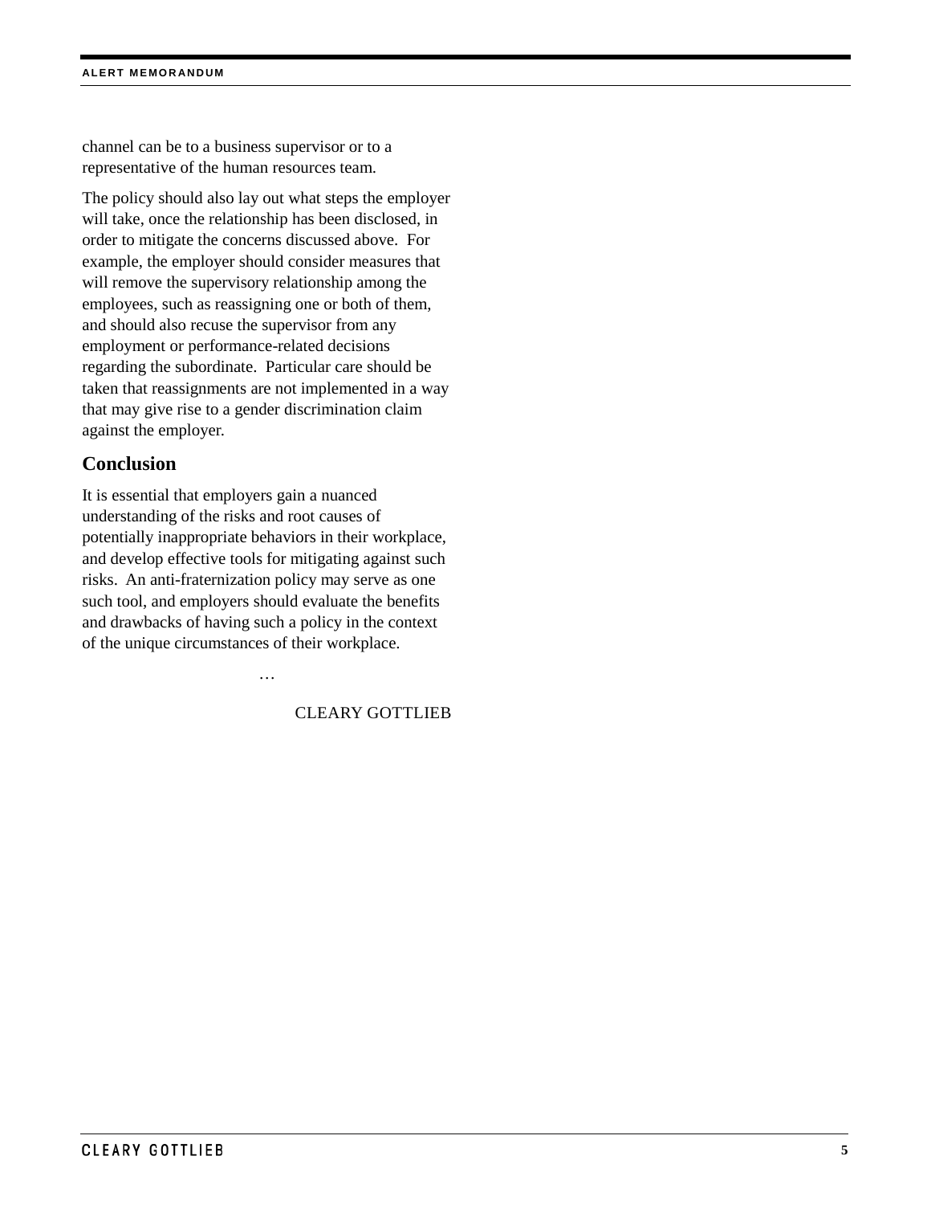channel can be to a business supervisor or to a representative of the human resources team.

The policy should also lay out what steps the employer will take, once the relationship has been disclosed, in order to mitigate the concerns discussed above. For example, the employer should consider measures that will remove the supervisory relationship among the employees, such as reassigning one or both of them, and should also recuse the supervisor from any employment or performance-related decisions regarding the subordinate. Particular care should be taken that reassignments are not implemented in a way that may give rise to a gender discrimination claim against the employer.

## Conclusion

It is essential that employers gain a nuanced understanding of the risks and root causes of potentially inappropriate behaviors in their workplace, and develop effective tools for mitigating against such risks. An anti-fraternization policy may serve as one such tool, and employers should evaluate the benefits and drawbacks of having such a policy in the context of the unique circumstances of their workplace.

…

CLEARY GOTTLIEB